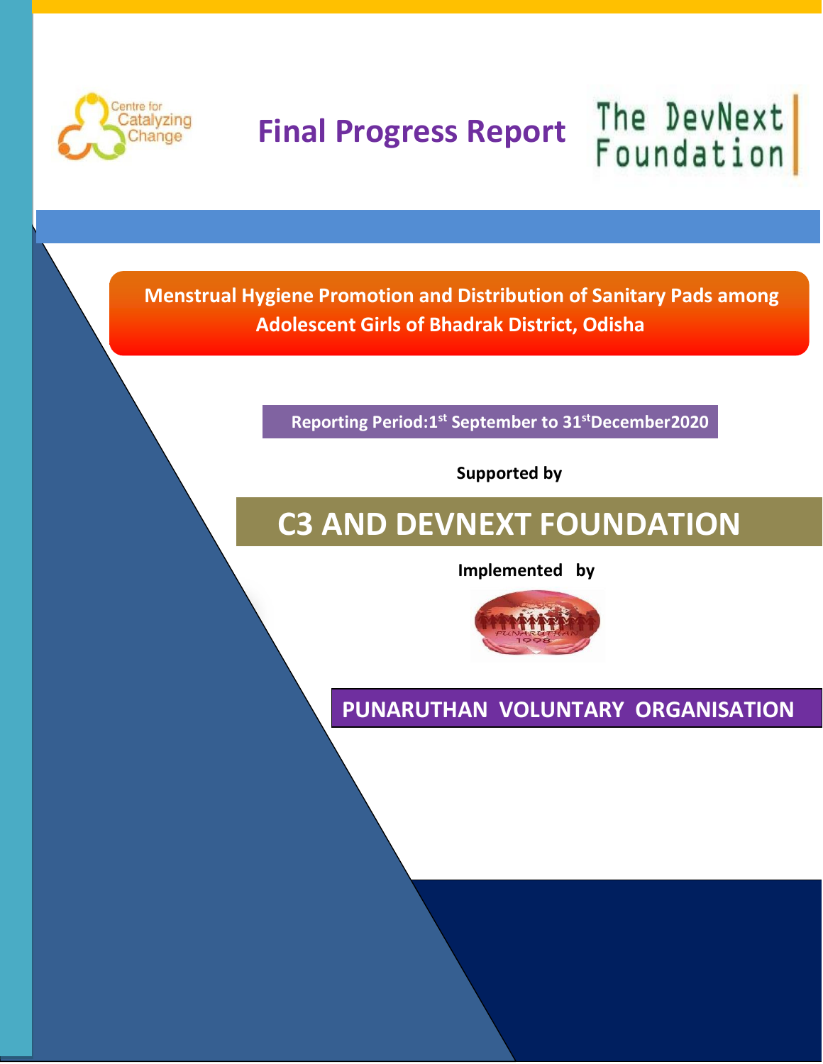Centre for Catalyzing Change

# Final Progress Report

The DevNext Foundation

## Menstrual Hygiene Promotion and Distribution of Sanitary Pads among Adolescent Girls of Bhadrak District, Odisha

**Reporting Period: 1st September to 31st December 2020**

**Supported by**

# C3 AND DEVNEXT FOUNDATION

**Implemented by**

PUNARUTHAN 1998

## PUNARUTHAN VOLUNTARY ORGANISATION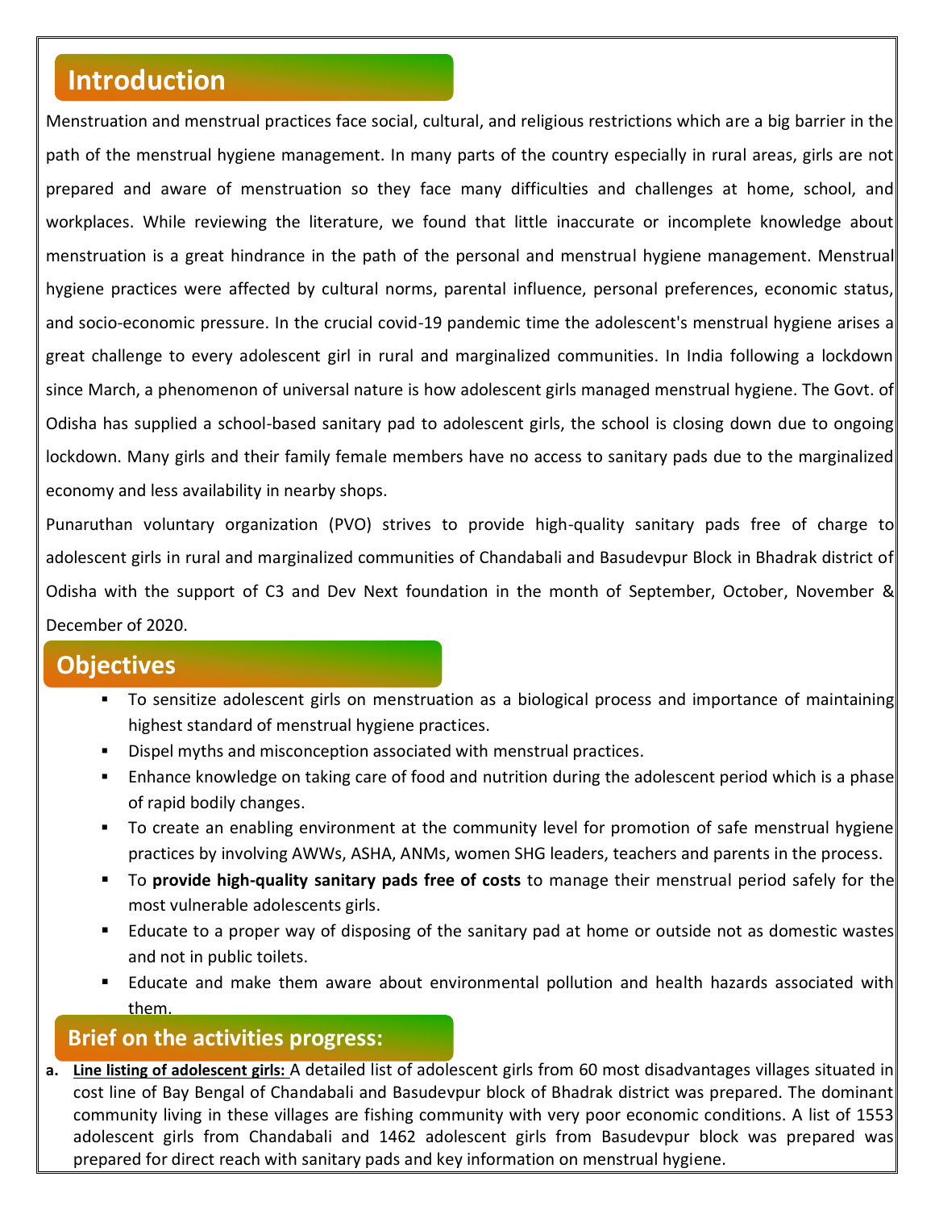## Introduction

Menstruation and menstrual practices face social, cultural, and religious restrictions which are a big barrier in the path of the menstrual hygiene management. In many parts of the country especially in rural areas, girls are not prepared and aware of menstruation so they face many difficulties and challenges at home, school, and workplaces. While reviewing the literature, we found that little inaccurate or incomplete knowledge about menstruation is a great hindrance in the path of the personal and menstrual hygiene management. Menstrual hygiene practices were affected by cultural norms, parental influence, personal preferences, economic status, and socio-economic pressure. In the crucial covid-19 pandemic time the adolescent's menstrual hygiene arises a great challenge to every adolescent girl in rural and marginalized communities. In India following a lockdown since March, a phenomenon of universal nature is how adolescent girls managed menstrual hygiene. The Govt. of Odisha has supplied a school-based sanitary pad to adolescent girls, the school is closing down due to ongoing lockdown. Many girls and their family female members have no access to sanitary pads due to the marginalized economy and less availability in nearby shops.

Punaruthan voluntary organization (PVO) strives to provide high-quality sanitary pads free of charge to adolescent girls in rural and marginalized communities of Chandabali and Basudevpur Block in Bhadrak district of Odisha with the support of C3 and Dev Next foundation in the month of September, October, November & December of 2020.

## Objectives

- To sensitize adolescent girls on menstruation as a biological process and importance of maintaining highest standard of menstrual hygiene practices.
- Dispel myths and misconception associated with menstrual practices.
- Enhance knowledge on taking care of food and nutrition during the adolescent period which is a phase of rapid bodily changes.
- To create an enabling environment at the community level for promotion of safe menstrual hygiene practices by involving AWWs, ASHA, ANMs, women SHG leaders, teachers and parents in the process.
- To **provide high-quality sanitary pads free of costs** to manage their menstrual period safely for the most vulnerable adolescents girls.
- Educate to a proper way of disposing of the sanitary pad at home or outside not as domestic wastes and not in public toilets.
- Educate and make them aware about environmental pollution and health hazards associated with them.

## Brief on the activities progress:

a. **Line listing of adolescent girls:** A detailed list of adolescent girls from 60 most disadvantages villages situated in cost line of Bay Bengal of Chandabali and Basudevpur block of Bhadrak district was prepared. The dominant community living in these villages are fishing community with very poor economic conditions. A list of 1553 adolescent girls from Chandabali and 1462 adolescent girls from Basudevpur block was prepared was prepared for direct reach with sanitary pads and key information on menstrual hygiene.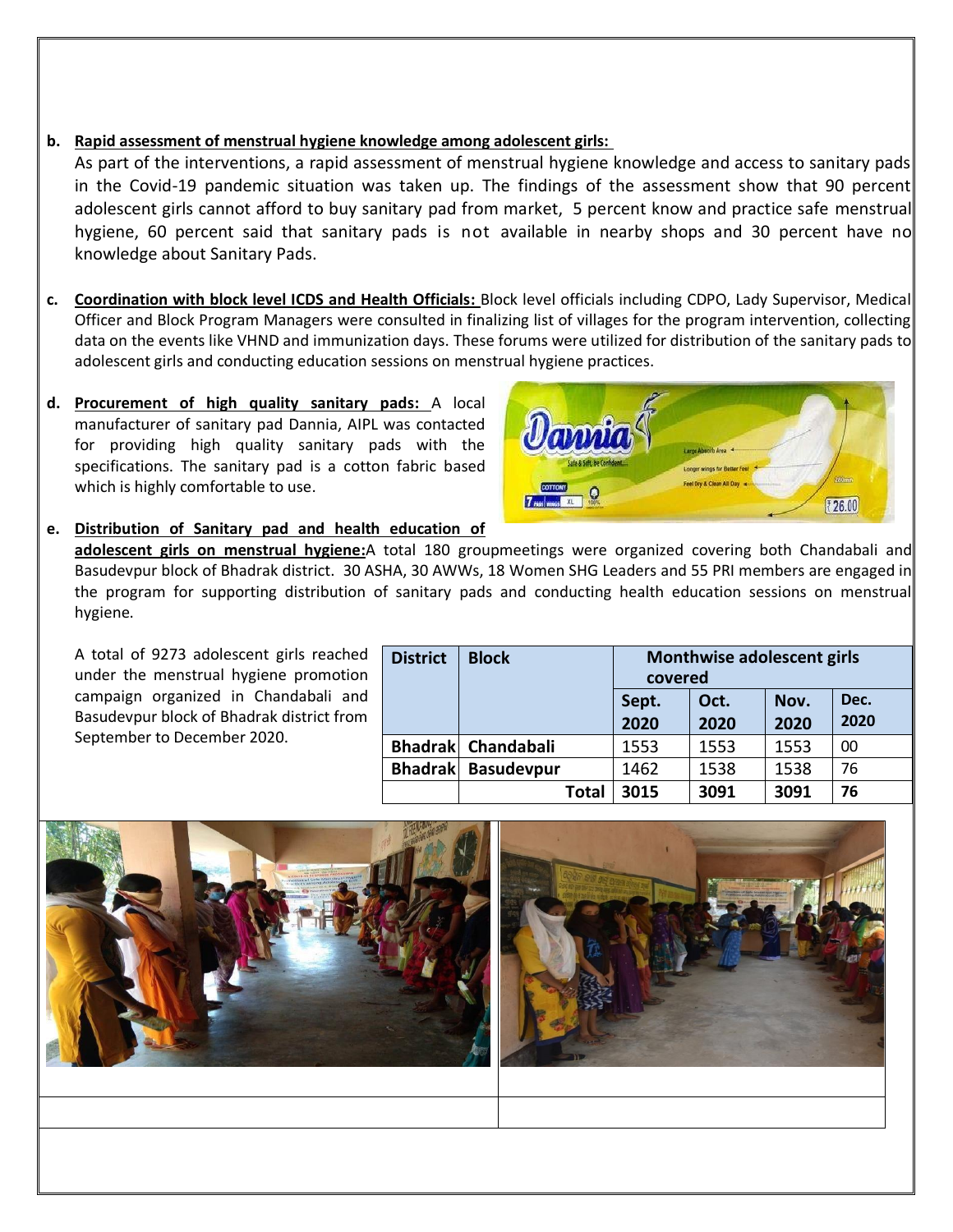b. **Rapid assessment of menstrual hygiene knowledge among adolescent girls:**
As part of the interventions, a rapid assessment of menstrual hygiene knowledge and access to sanitary pads in the Covid-19 pandemic situation was taken up. The findings of the assessment show that 90 percent adolescent girls cannot afford to buy sanitary pad from market, 5 percent know and practice safe menstrual hygiene, 60 percent said that sanitary pads is not available in nearby shops and 30 percent have no knowledge about Sanitary Pads.

c. **Coordination with block level ICDS and Health Officials:** Block level officials including CDPO, Lady Supervisor, Medical Officer and Block Program Managers were consulted in finalizing list of villages for the program intervention, collecting data on the events like VHND and immunization days. These forums were utilized for distribution of the sanitary pads to adolescent girls and conducting education sessions on menstrual hygiene practices.

d. **Procurement of high quality sanitary pads:** A local manufacturer of sanitary pad Dannia, AIPL was contacted for providing high quality sanitary pads with the specifications. The sanitary pad is a cotton fabric based which is highly comfortable to use.

e. **Distribution of Sanitary pad and health education of adolescent girls on menstrual hygiene:** A total 180 groupmeetings were organized covering both Chandabali and Basudevpur block of Bhadrak district. 30 ASHA, 30 AWWs, 18 Women SHG Leaders and 55 PRI members are engaged in the program for supporting distribution of sanitary pads and conducting health education sessions on menstrual hygiene.

A total of 9273 adolescent girls reached under the menstrual hygiene promotion campaign organized in Chandabali and Basudevpur block of Bhadrak district from September to December 2020.

| District | Block | Monthwise adolescent girls covered | | | |
|---|---|---|---|---|---|
| | | Sept. 2020 | Oct. 2020 | Nov. 2020 | Dec. 2020 |
| Bhadrak | Chandabali | 1553 | 1553 | 1553 | 00 |
| Bhadrak | Basudevpur | 1462 | 1538 | 1538 | 76 |
| | **Total** | **3015** | **3091** | **3091** | **76** |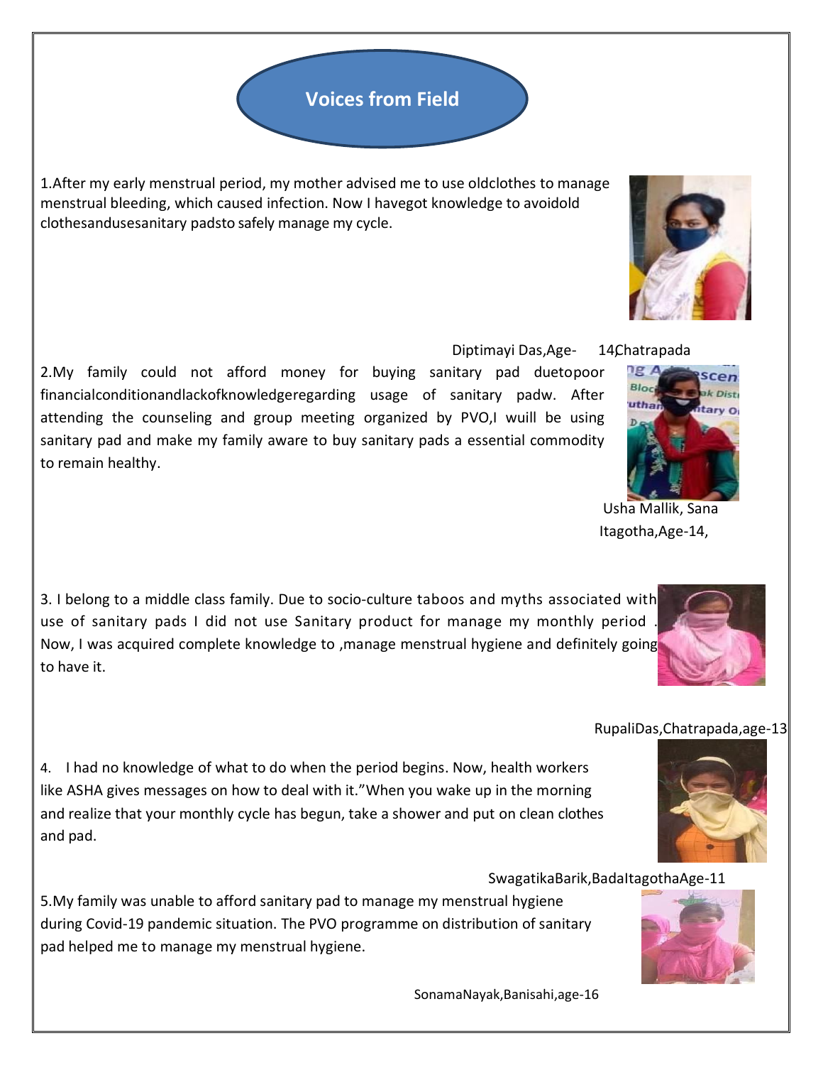# Voices from Field

1.After my early menstrual period, my mother advised me to use oldclothes to manage menstrual bleeding, which caused infection. Now I havegot knowledge to avoidold clothesandusesanitary padsto safely manage my cycle.

Diptimayi Das,Age- 14,Chatrapada

2.My family could not afford money for buying sanitary pad duetopoor financialconditionandlackofknowledgeregarding usage of sanitary padw. After attending the counseling and group meeting organized by PVO,I wuill be using sanitary pad and make my family aware to buy sanitary pads a essential commodity to remain healthy.

Usha Mallik, Sana Itagotha,Age-14,

3. I belong to a middle class family. Due to socio-culture taboos and myths associated with use of sanitary pads I did not use Sanitary product for manage my monthly period . Now, I was acquired complete knowledge to ,manage menstrual hygiene and definitely going to have it.

RupaliDas,Chatrapada,age-13

4. I had no knowledge of what to do when the period begins. Now, health workers like ASHA gives messages on how to deal with it."When you wake up in the morning and realize that your monthly cycle has begun, take a shower and put on clean clothes and pad.

SwagatikaBarik,BadaItagothaAge-11

5.My family was unable to afford sanitary pad to manage my menstrual hygiene during Covid-19 pandemic situation. The PVO programme on distribution of sanitary pad helped me to manage my menstrual hygiene.

SonamaNayak,Banisahi,age-16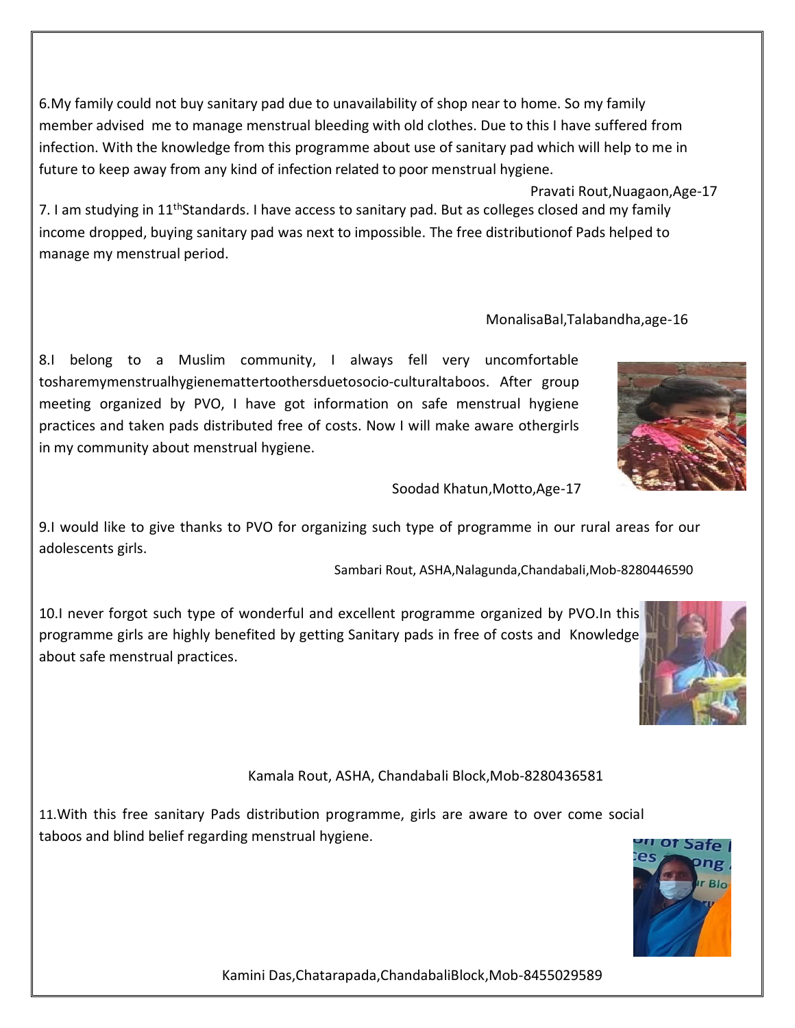6.My family could not buy sanitary pad due to unavailability of shop near to home. So my family member advised me to manage menstrual bleeding with old clothes. Due to this I have suffered from infection. With the knowledge from this programme about use of sanitary pad which will help to me in future to keep away from any kind of infection related to poor menstrual hygiene.

Pravati Rout,Nuagaon,Age-17

7. I am studying in 11thStandards. I have access to sanitary pad. But as colleges closed and my family income dropped, buying sanitary pad was next to impossible. The free distributionof Pads helped to manage my menstrual period.

MonalisaBal,Talabandha,age-16

8.I belong to a Muslim community, I always fell very uncomfortable tosharemymenstrualhygienemattertoothersduetosocio-culturaltaboos. After group meeting organized by PVO, I have got information on safe menstrual hygiene practices and taken pads distributed free of costs. Now I will make aware othergirls in my community about menstrual hygiene.

Soodad Khatun,Motto,Age-17

9.I would like to give thanks to PVO for organizing such type of programme in our rural areas for our adolescents girls.

Sambari Rout, ASHA,Nalagunda,Chandabali,Mob-8280446590

10.I never forgot such type of wonderful and excellent programme organized by PVO.In this programme girls are highly benefited by getting Sanitary pads in free of costs and Knowledge about safe menstrual practices.

Kamala Rout, ASHA, Chandabali Block,Mob-8280436581

11.With this free sanitary Pads distribution programme, girls are aware to over come social taboos and blind belief regarding menstrual hygiene.

Kamini Das,Chatarapada,ChandabaliBlock,Mob-8455029589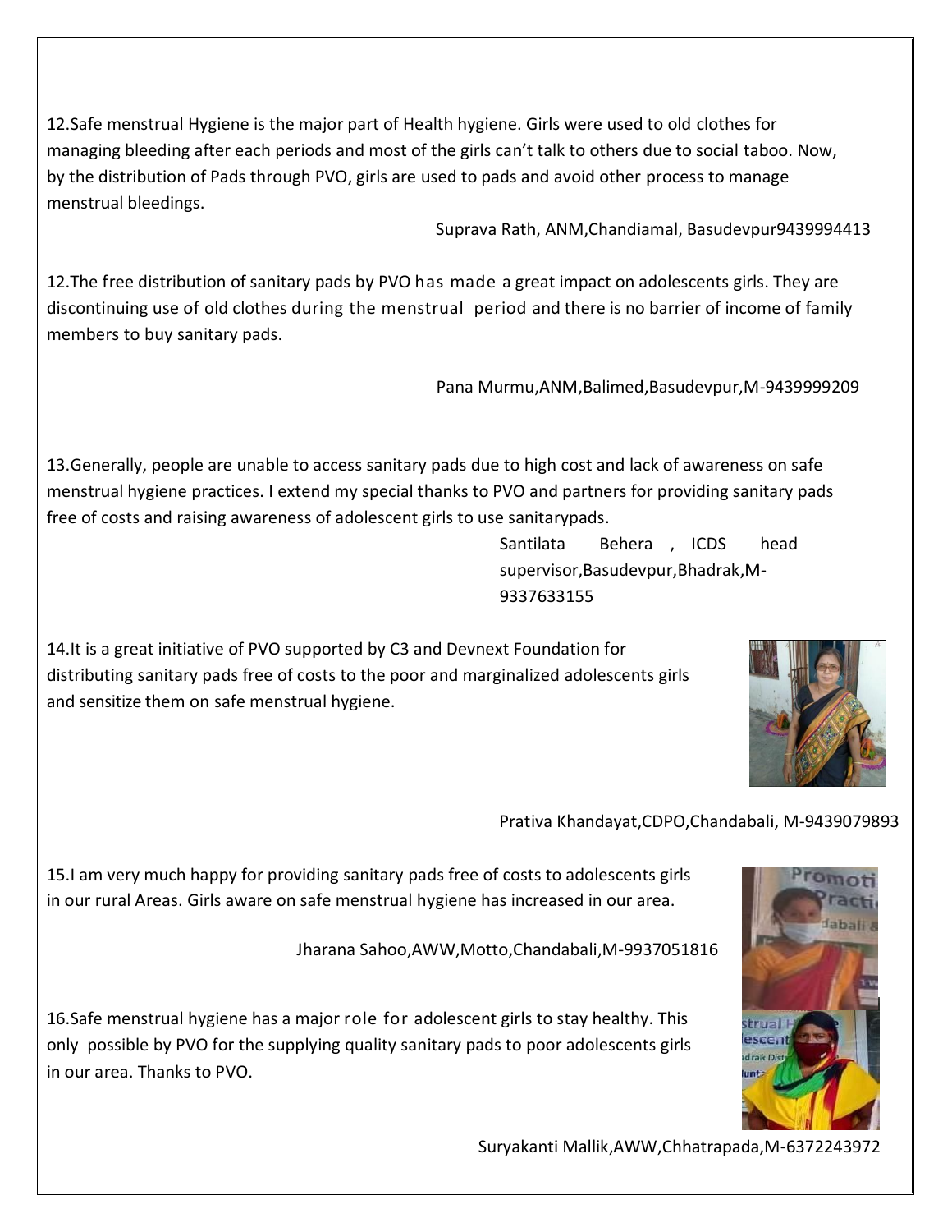12.Safe menstrual Hygiene is the major part of Health hygiene. Girls were used to old clothes for managing bleeding after each periods and most of the girls can't talk to others due to social taboo. Now, by the distribution of Pads through PVO, girls are used to pads and avoid other process to manage menstrual bleedings.

Suprava Rath, ANM,Chandiamal, Basudevpur9439994413

12.The free distribution of sanitary pads by PVO has made a great impact on adolescents girls. They are discontinuing use of old clothes during the menstrual period and there is no barrier of income of family members to buy sanitary pads.

Pana Murmu,ANM,Balimed,Basudevpur,M-9439999209

13.Generally, people are unable to access sanitary pads due to high cost and lack of awareness on safe menstrual hygiene practices. I extend my special thanks to PVO and partners for providing sanitary pads free of costs and raising awareness of adolescent girls to use sanitarypads.

Santilata Behera , ICDS head supervisor,Basudevpur,Bhadrak,M-9337633155

14.It is a great initiative of PVO supported by C3 and Devnext Foundation for distributing sanitary pads free of costs to the poor and marginalized adolescents girls and sensitize them on safe menstrual hygiene.

Prativa Khandayat,CDPO,Chandabali, M-9439079893

15.I am very much happy for providing sanitary pads free of costs to adolescents girls in our rural Areas. Girls aware on safe menstrual hygiene has increased in our area.

Jharana Sahoo,AWW,Motto,Chandabali,M-9937051816

16.Safe menstrual hygiene has a major role for adolescent girls to stay healthy. This only possible by PVO for the supplying quality sanitary pads to poor adolescents girls in our area. Thanks to PVO.

Suryakanti Mallik,AWW,Chhatrapada,M-6372243972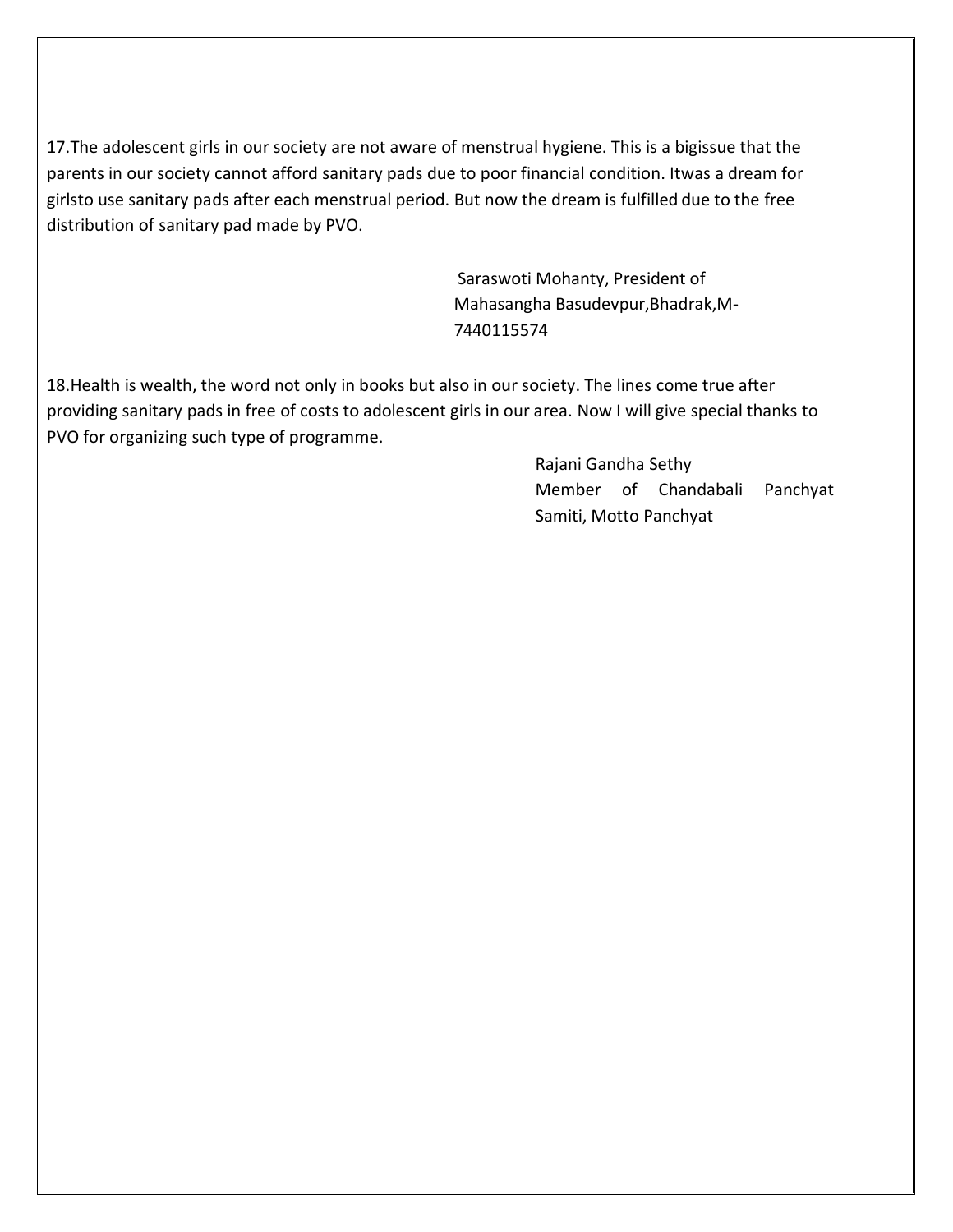17.The adolescent girls in our society are not aware of menstrual hygiene. This is a bigissue that the parents in our society cannot afford sanitary pads due to poor financial condition. Itwas a dream for girlsto use sanitary pads after each menstrual period. But now the dream is fulfilled due to the free distribution of sanitary pad made by PVO.

Saraswoti Mohanty, President of Mahasangha Basudevpur,Bhadrak,M-7440115574

18.Health is wealth, the word not only in books but also in our society. The lines come true after providing sanitary pads in free of costs to adolescent girls in our area. Now I will give special thanks to PVO for organizing such type of programme.

Rajani Gandha Sethy
Member of Chandabali Panchyat Samiti, Motto Panchyat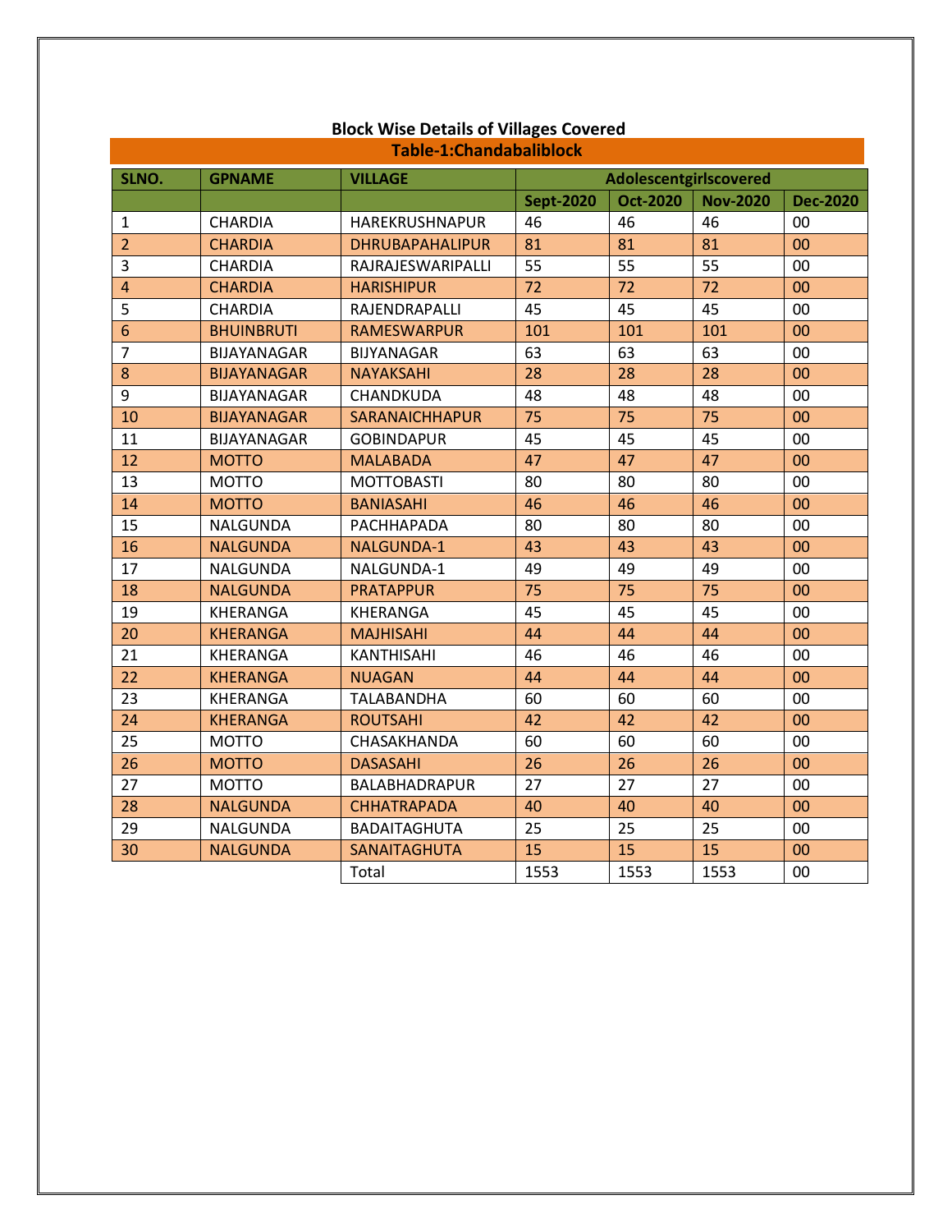## Block Wise Details of Villages Covered

### Table-1:Chandabaliblock

| SLNO. | GPNAME | VILLAGE | Adolescentgirlscovered | | | |
|---|---|---|---|---|---|---|
| | | | Sept-2020 | Oct-2020 | Nov-2020 | Dec-2020 |
| 1 | CHARDIA | HAREKRUSHNAPUR | 46 | 46 | 46 | 00 |
| 2 | CHARDIA | DHRUBAPAHALIPUR | 81 | 81 | 81 | 00 |
| 3 | CHARDIA | RAJRAJESWARIPALLI | 55 | 55 | 55 | 00 |
| 4 | CHARDIA | HARISHIPUR | 72 | 72 | 72 | 00 |
| 5 | CHARDIA | RAJENDRAPALLI | 45 | 45 | 45 | 00 |
| 6 | BHUINBRUTI | RAMESWARPUR | 101 | 101 | 101 | 00 |
| 7 | BIJAYANAGAR | BIJYANAGAR | 63 | 63 | 63 | 00 |
| 8 | BIJAYANAGAR | NAYAKSAHI | 28 | 28 | 28 | 00 |
| 9 | BIJAYANAGAR | CHANDKUDA | 48 | 48 | 48 | 00 |
| 10 | BIJAYANAGAR | SARANAICHHAPUR | 75 | 75 | 75 | 00 |
| 11 | BIJAYANAGAR | GOBINDAPUR | 45 | 45 | 45 | 00 |
| 12 | MOTTO | MALABADA | 47 | 47 | 47 | 00 |
| 13 | MOTTO | MOTTOBASTI | 80 | 80 | 80 | 00 |
| 14 | MOTTO | BANIASAHI | 46 | 46 | 46 | 00 |
| 15 | NALGUNDA | PACHHAPADA | 80 | 80 | 80 | 00 |
| 16 | NALGUNDA | NALGUNDA-1 | 43 | 43 | 43 | 00 |
| 17 | NALGUNDA | NALGUNDA-1 | 49 | 49 | 49 | 00 |
| 18 | NALGUNDA | PRATAPPUR | 75 | 75 | 75 | 00 |
| 19 | KHERANGA | KHERANGA | 45 | 45 | 45 | 00 |
| 20 | KHERANGA | MAJHISAHI | 44 | 44 | 44 | 00 |
| 21 | KHERANGA | KANTHISAHI | 46 | 46 | 46 | 00 |
| 22 | KHERANGA | NUAGAN | 44 | 44 | 44 | 00 |
| 23 | KHERANGA | TALABANDHA | 60 | 60 | 60 | 00 |
| 24 | KHERANGA | ROUTSAHI | 42 | 42 | 42 | 00 |
| 25 | MOTTO | CHASAKHANDA | 60 | 60 | 60 | 00 |
| 26 | MOTTO | DASASAHI | 26 | 26 | 26 | 00 |
| 27 | MOTTO | BALABHADRAPUR | 27 | 27 | 27 | 00 |
| 28 | NALGUNDA | CHHATRAPADA | 40 | 40 | 40 | 00 |
| 29 | NALGUNDA | BADAITAGHUTA | 25 | 25 | 25 | 00 |
| 30 | NALGUNDA | SANAITAGHUTA | 15 | 15 | 15 | 00 |
| | | Total | 1553 | 1553 | 1553 | 00 |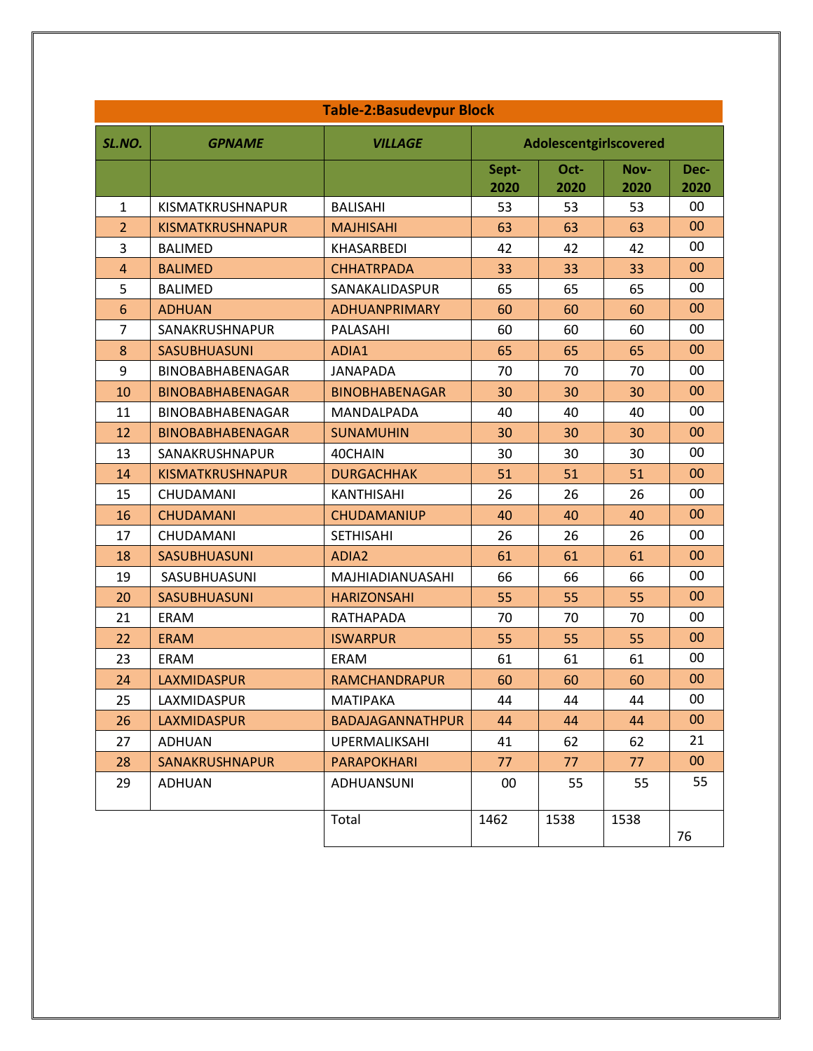**Table-2:Basudevpur Block**

| SL.NO. | GPNAME | VILLAGE | Adolescentgirlscovered | | | |
|---|---|---|---|---|---|---|
| | | | Sept-2020 | Oct-2020 | Nov-2020 | Dec-2020 |
| 1 | KISMATKRUSHNAPUR | BALISAHI | 53 | 53 | 53 | 00 |
| 2 | KISMATKRUSHNAPUR | MAJHISAHI | 63 | 63 | 63 | 00 |
| 3 | BALIMED | KHASARBEDI | 42 | 42 | 42 | 00 |
| 4 | BALIMED | CHHATRPADA | 33 | 33 | 33 | 00 |
| 5 | BALIMED | SANAKALIDASPUR | 65 | 65 | 65 | 00 |
| 6 | ADHUAN | ADHUANPRIMARY | 60 | 60 | 60 | 00 |
| 7 | SANAKRUSHNAPUR | PALASAHI | 60 | 60 | 60 | 00 |
| 8 | SASUBHUASUNI | ADIA1 | 65 | 65 | 65 | 00 |
| 9 | BINOBABHABENAGAR | JANAPADA | 70 | 70 | 70 | 00 |
| 10 | BINOBABHABENAGAR | BINOBHABENAGAR | 30 | 30 | 30 | 00 |
| 11 | BINOBABHABENAGAR | MANDALPADA | 40 | 40 | 40 | 00 |
| 12 | BINOBABHABENAGAR | SUNAMUHIN | 30 | 30 | 30 | 00 |
| 13 | SANAKRUSHNAPUR | 40CHAIN | 30 | 30 | 30 | 00 |
| 14 | KISMATKRUSHNAPUR | DURGACHHAK | 51 | 51 | 51 | 00 |
| 15 | CHUDAMANI | KANTHISAHI | 26 | 26 | 26 | 00 |
| 16 | CHUDAMANI | CHUDAMANIUP | 40 | 40 | 40 | 00 |
| 17 | CHUDAMANI | SETHISAHI | 26 | 26 | 26 | 00 |
| 18 | SASUBHUASUNI | ADIA2 | 61 | 61 | 61 | 00 |
| 19 | SASUBHUASUNI | MAJHIADIANUASAHI | 66 | 66 | 66 | 00 |
| 20 | SASUBHUASUNI | HARIZONSAHI | 55 | 55 | 55 | 00 |
| 21 | ERAM | RATHAPADA | 70 | 70 | 70 | 00 |
| 22 | ERAM | ISWARPUR | 55 | 55 | 55 | 00 |
| 23 | ERAM | ERAM | 61 | 61 | 61 | 00 |
| 24 | LAXMIDASPUR | RAMCHANDRAPUR | 60 | 60 | 60 | 00 |
| 25 | LAXMIDASPUR | MATIPAKA | 44 | 44 | 44 | 00 |
| 26 | LAXMIDASPUR | BADAJAGANNATHPUR | 44 | 44 | 44 | 00 |
| 27 | ADHUAN | UPERMALIKSAHI | 41 | 62 | 62 | 21 |
| 28 | SANAKRUSHNAPUR | PARAPOKHARI | 77 | 77 | 77 | 00 |
| 29 | ADHUAN | ADHUANSUNI | 00 | 55 | 55 | 55 |
| | | Total | 1462 | 1538 | 1538 | 76 |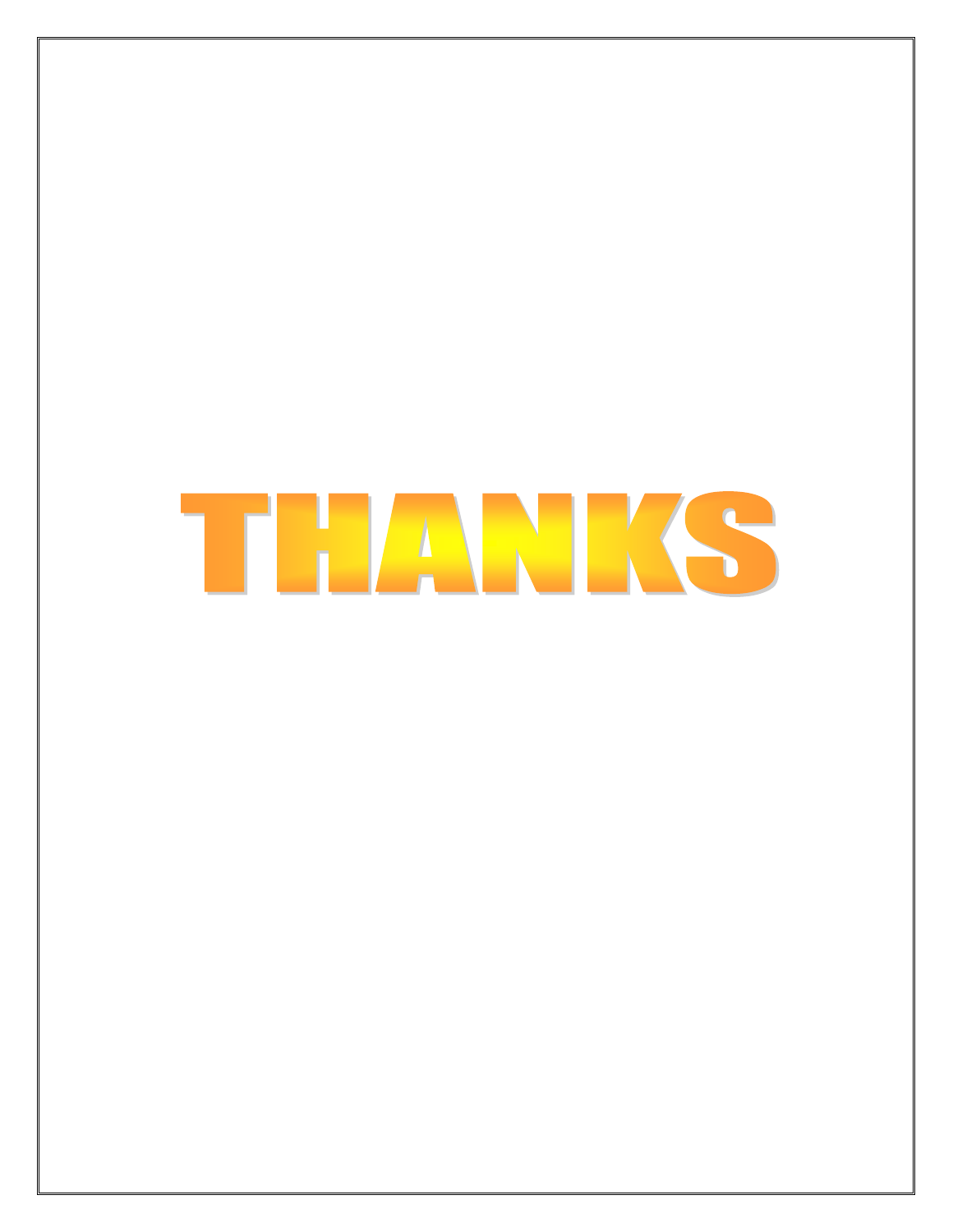# THANKS